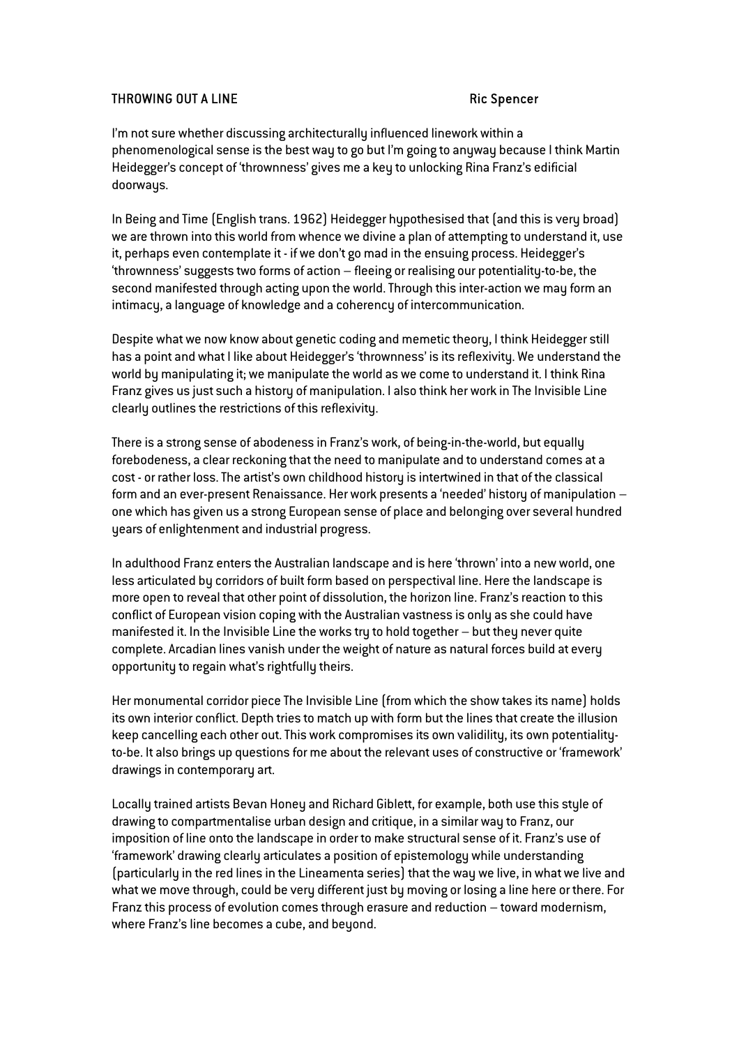# THROWING OUT A LINE

Ric Spencer

I'm not sure whether discussing architecturally influenced linework within a phenomenological sense is the best way to go but I'm going to anyway because I think Martin Heidegger's concept of 'thrownness' gives me a key to unlocking Rina Franz's edificial doorways.

In Being and Time (English trans. 1962) Heidegger hypothesised that (and this is very broad) we are thrown into this world from whence we divine a plan of attempting to understand it, use it, perhaps even contemplate it - if we don't go mad in the ensuing process. Heidegger's 'thrownness' suggests two forms of action – fleeing or realising our potentiality-to-be, the second manifested through acting upon the world. Through this inter-action we may form an intimacy, a language of knowledge and a coherency of intercommunication.

Despite what we now know about genetic coding and memetic theory, I think Heidegger still has a point and what I like about Heidegger's 'thrownness' is its reflexivity. We understand the world by manipulating it; we manipulate the world as we come to understand it. I think Rina Franz gives us just such a history of manipulation. I also think her work in The Invisible Line clearly outlines the restrictions of this reflexivity.

There is a strong sense of abodeness in Franz's work, of being-in-the-world, but equally forebodeness, a clear reckoning that the need to manipulate and to understand comes at a cost - or rather loss. The artist's own childhood history is intertwined in that of the classical form and an ever-present Renaissance. Her work presents a 'needed' history of manipulation – one which has given us a strong European sense of place and belonging over several hundred years of enlightenment and industrial progress.

In adulthood Franz enters the Australian landscape and is here 'thrown' into a new world, one less articulated by corridors of built form based on perspectival line. Here the landscape is more open to reveal that other point of dissolution, the horizon line. Franz's reaction to this conflict of European vision coping with the Australian vastness is only as she could have manifested it. In the Invisible Line the works try to hold together – but they never quite complete. Arcadian lines vanish under the weight of nature as natural forces build at every opportunity to regain what's rightfully theirs.

Her monumental corridor piece The Invisible Line (from which the show takes its name) holds its own interior conflict. Depth tries to match up with form but the lines that create the illusion keep cancelling each other out. This work compromises its own validility, its own potentiality-to-be. It also brings up questions for me about the relevant uses of constructive or 'framework' drawings in contemporary art.

Locally trained artists Bevan Honey and Richard Giblett, for example, both use this style of drawing to compartmentalise urban design and critique, in a similar way to Franz, our imposition of line onto the landscape in order to make structural sense of it. Franz's use of 'framework' drawing clearly articulates a position of epistemology while understanding (particularly in the red lines in the Lineamenta series) that the way we live, in what we live and what we move through, could be very different just by moving or losing a line here or there. For Franz this process of evolution comes through erasure and reduction – toward modernism, where Franz's line becomes a cube, and beyond.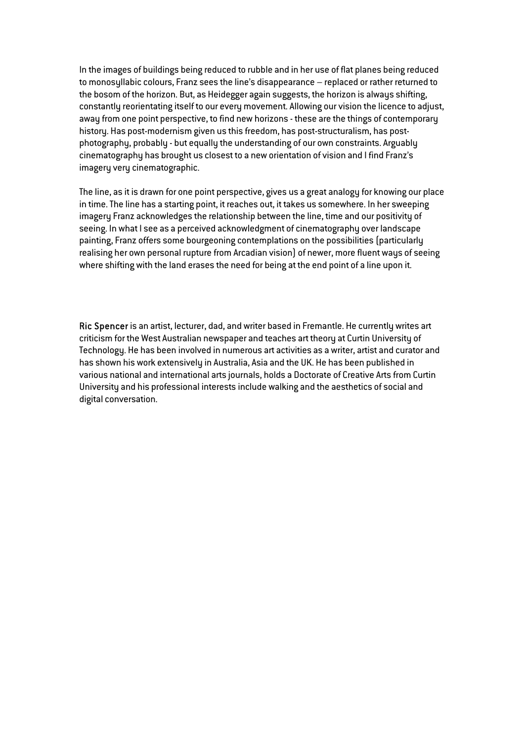In the images of buildings being reduced to rubble and in her use of flat planes being reduced to monosyllabic colours, Franz sees the line's disappearance – replaced or rather returned to the bosom of the horizon. But, as Heidegger again suggests, the horizon is always shifting, constantly reorientating itself to our every movement. Allowing our vision the licence to adjust, away from one point perspective, to find new horizons - these are the things of contemporary history. Has post-modernism given us this freedom, has post-structuralism, has post-photography, probably - but equally the understanding of our own constraints. Arguably cinematography has brought us closest to a new orientation of vision and I find Franz's imagery very cinematographic.

The line, as it is drawn for one point perspective, gives us a great analogy for knowing our place in time. The line has a starting point, it reaches out, it takes us somewhere. In her sweeping imagery Franz acknowledges the relationship between the line, time and our positivity of seeing. In what I see as a perceived acknowledgment of cinematography over landscape painting, Franz offers some bourgeoning contemplations on the possibilities (particularly realising her own personal rupture from Arcadian vision) of newer, more fluent ways of seeing where shifting with the land erases the need for being at the end point of a line upon it.

**Ric Spencer** is an artist, lecturer, dad, and writer based in Fremantle. He currently writes art criticism for the West Australian newspaper and teaches art theory at Curtin University of Technology. He has been involved in numerous art activities as a writer, artist and curator and has shown his work extensively in Australia, Asia and the UK. He has been published in various national and international arts journals, holds a Doctorate of Creative Arts from Curtin University and his professional interests include walking and the aesthetics of social and digital conversation.